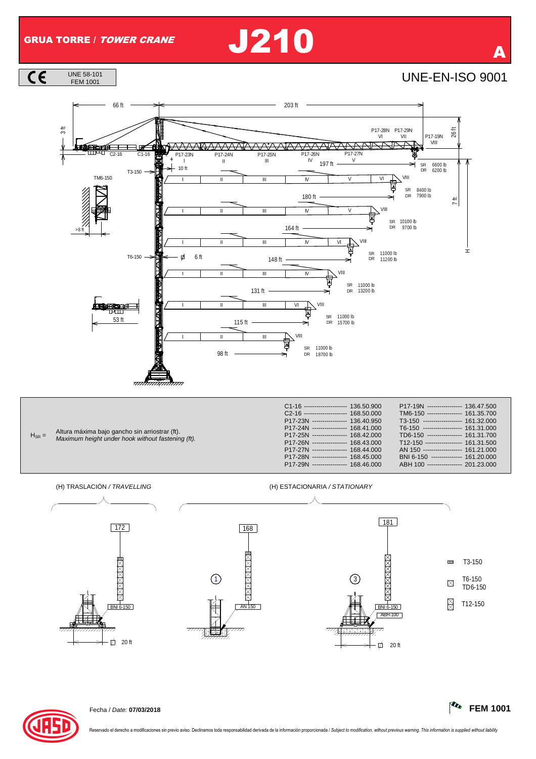# GRUA TORRE / *TOWER CRANE* J210

A

UNE 58-101
FEM 1001

UNE-EN-ISO 9001

66 ft
203 ft
3 ft
26 ft
C2-16
C1-16
P17-23N I
P17-24N II
P17-25N III
P17-26N IV
P17-27N V
P17-28N VI
P17-29N VII
P17-19N VIII
197 ft
SR 6600 lb
DR 6200 lb
10 ft
T3-150
TM6-150
7 ft
180 ft
SR 8400 lb
DR 7900 lb
164 ft
SR 10100 lb
DR 9700 lb
>8 ft
H
T6-150
6 ft
148 ft
SR 11000 lb
DR 11200 lb
131 ft
SR 11000 lb
DR 13200 lb
53 ft
115 ft
SR 11000 lb
DR 15700 lb
98 ft
SR 11000 lb
DR 18700 lb

| | | | |
|---|---|---|---|
| $H_{SR}$ = Altura máxima bajo gancho sin arriostrar (ft). *Maximum height under hook without fastening (ft).* | C1-16 ---------------------- 136.50.900 | P17-19N ------------------ 136.47.500 |
| | C2-16 ---------------------- 168.50.000 | TM6-150 ------------------ 161.35.700 |
| | P17-23N ------------------ 136.40.950 | T3-150 --------------------- 161.32.000 |
| | P17-24N ------------------ 168.41.000 | T6-150 --------------------- 161.31.000 |
| | P17-25N ------------------ 168.42.000 | TD6-150 ------------------ 161.31.700 |
| | P17-26N ------------------ 168.43.000 | T12-150 ------------------ 161.31.500 |
| | P17-27N ------------------ 168.44.000 | AN 150 -------------------- 161.21.000 |
| | P17-28N ------------------ 168.45.000 | BNI 6-150 ---------------- 161.20.000 |
| | P17-29N ------------------ 168.46.000 | ABH 100 ------------------ 201.23.000 |

(H) TRASLACIÓN / *TRAVELLING*

172
BNI 6-150
20 ft

(H) ESTACIONARIA / *STATIONARY*

168
1
AN 150

181
3
BNI 6-150
ABH-100
20 ft

T3-150
T6-150
TD6-150
T12-150

Fecha / *Date:* **07/03/2018**

**FEM 1001**

Reservado el derecho a modificaciones sin previo aviso. Declinamos toda responsabilidad derivada de la información proporcionada / *Subject to modification, without previous warning. This information is supplied without liability*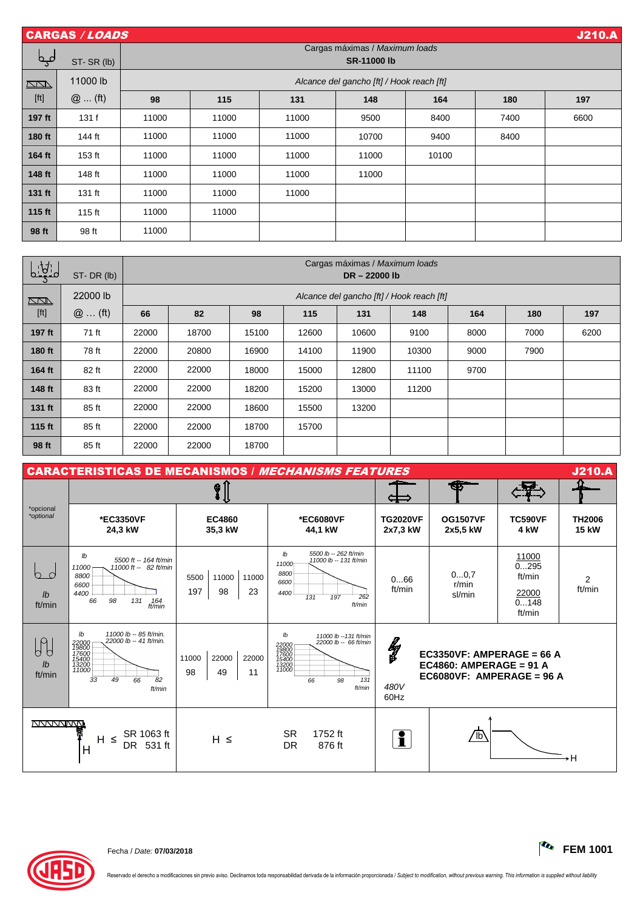## CARGAS / *LOADS* — J210.A

| ST- SR (lb) | | Cargas máximas / *Maximum loads* **SR-11000 lb** | | | | | | |
|---|---|---|---|---|---|---|---|---|
| [ft] | 11000 lb @ ... (ft) | *Alcance del gancho [ft] / Hook reach [ft]* | | | | | | |
| | | **98** | **115** | **131** | **148** | **164** | **180** | **197** |
| **197 ft** | 131 f | 11000 | 11000 | 11000 | 9500 | 8400 | 7400 | 6600 |
| **180 ft** | 144 ft | 11000 | 11000 | 11000 | 10700 | 9400 | 8400 | |
| **164 ft** | 153 ft | 11000 | 11000 | 11000 | 11000 | 10100 | | |
| **148 ft** | 148 ft | 11000 | 11000 | 11000 | 11000 | | | |
| **131 ft** | 131 ft | 11000 | 11000 | 11000 | | | | |
| **115 ft** | 115 ft | 11000 | 11000 | | | | | |
| **98 ft** | 98 ft | 11000 | | | | | | |

| ST- DR (lb) | | Cargas máximas / *Maximum loads* **DR – 22000 lb** | | | | | | | | |
|---|---|---|---|---|---|---|---|---|---|---|
| [ft] | 22000 lb @ … (ft) | *Alcance del gancho [ft] / Hook reach [ft]* | | | | | | | | |
| | | **66** | **82** | **98** | **115** | **131** | **148** | **164** | **180** | **197** |
| **197 ft** | 71 ft | 22000 | 18700 | 15100 | 12600 | 10600 | 9100 | 8000 | 7000 | 6200 |
| **180 ft** | 78 ft | 22000 | 20800 | 16900 | 14100 | 11900 | 10300 | 9000 | 7900 | |
| **164 ft** | 82 ft | 22000 | 22000 | 18000 | 15000 | 12800 | 11100 | 9700 | | |
| **148 ft** | 83 ft | 22000 | 22000 | 18200 | 15200 | 13000 | 11200 | | | |
| **131 ft** | 85 ft | 22000 | 22000 | 18600 | 15500 | 13200 | | | | |
| **115 ft** | 85 ft | 22000 | 22000 | 18700 | 15700 | | | | | |
| **98 ft** | 85 ft | 22000 | 22000 | 18700 | | | | | | |

## CARACTERISTICAS DE MECANISMOS / *MECHANISMS FEATURES* — J210.A

| *opcional *optional* | **\*EC3350VF 24,3 kW** | **EC4860 35,3 kW** | **\*EC6080VF 44,1 kW** | **TG2020VF 2x7,3 kW** | **OG1507VF 2x5,5 kW** | **TC590VF 4 kW** | **TH2006 15 kW** |
|---|---|---|---|---|---|---|---|
| lb ft/min | lb: 11000, 8800, 6600, 4400; ft/min: 66, 98, 131, 164; 5500 ft -- 164 ft/min; 11000 ft -- 82 ft/min | 5500 / 197; 11000 / 98; 11000 / 23 | lb: 11000, 8800, 6600, 4400; ft/min: 131, 197, 262; 5500 lb -- 262 ft/min; 11000 lb -- 131 ft/min | 0...66 ft/min | 0...0,7 r/min sl/min | 11000 0...295 ft/min; 22000 0...148 ft/min | 2 ft/min |
| lb ft/min | lb: 22000, 19800, 17600, 15400, 13200, 11000; ft/min: 33, 49, 66, 82; 11000 lb -- 85 ft/min.; 22000 lb -- 41 ft/min. | 11000 / 98; 22000 / 49; 22000 / 11 | lb: 22000, 19800, 17600, 15400, 13200, 11000; ft/min: 66, 98, 131; 11000 lb --131 ft/min; 22000 lb -- 66 ft/min | 480V 60Hz | **EC3350VF: AMPERAGE = 66 A** **EC4860: AMPERAGE = 91 A** **EC6080VF: AMPERAGE = 96 A** | | |
| H ≤ SR 1063 ft DR 531 ft | H ≤ | SR 1752 ft DR 876 ft | | lb H | | | |

Fecha / *Date:* **07/03/2018**

**FEM 1001**

Reservado el derecho a modificaciones sin previo aviso. Declinamos toda responsabilidad derivada de la información proporcionada / *Subject to modification, without previous warning. This information is supplied without liability*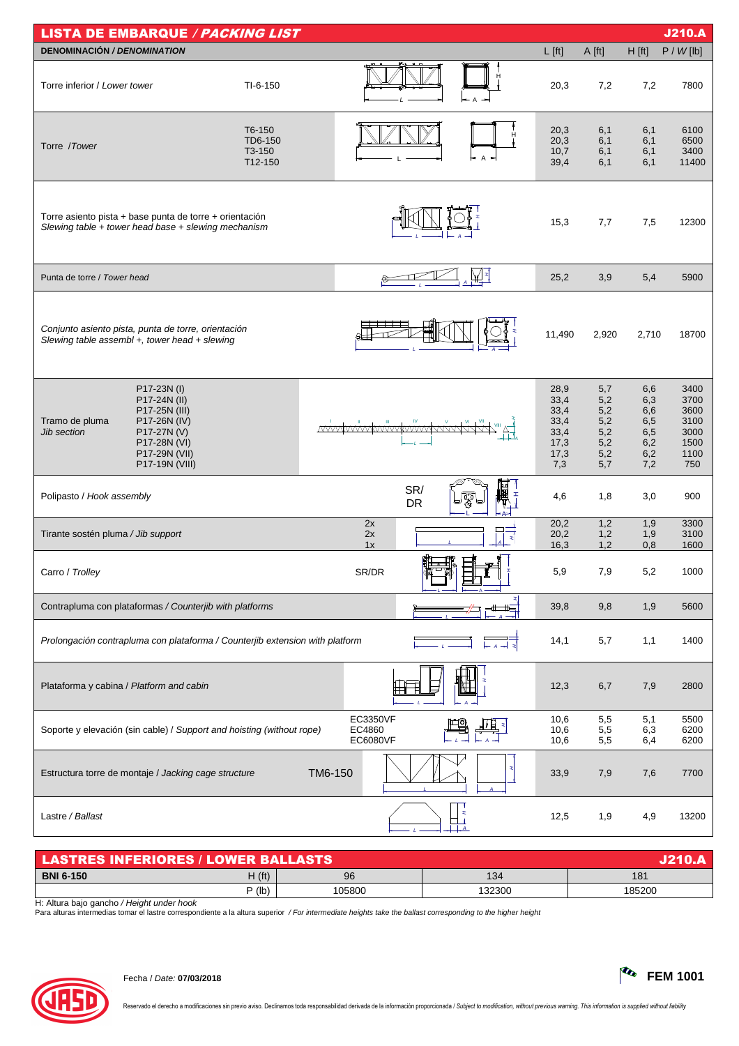## LISTA DE EMBARQUE / *PACKING LIST* — J210.A

| DENOMINACIÓN / *DENOMINATION* | | L [ft] | A [ft] | H [ft] | P / *W* [lb] |
|---|---|---|---|---|---|
| Torre inferior / *Lower tower* | TI-6-150 | 20,3 | 7,2 | 7,2 | 7800 |
| Torre / *Tower* | T6-150<br>TD6-150<br>T3-150<br>T12-150 | 20,3<br>20,3<br>10,7<br>39,4 | 6,1<br>6,1<br>6,1<br>6,1 | 6,1<br>6,1<br>6,1<br>6,1 | 6100<br>6500<br>3400<br>11400 |
| Torre asiento pista + base punta de torre + orientación<br>*Slewing table + tower head base + slewing mechanism* | | 15,3 | 7,7 | 7,5 | 12300 |
| Punta de torre / *Tower head* | | 25,2 | 3,9 | 5,4 | 5900 |
| *Conjunto asiento pista, punta de torre, orientación*<br>*Slewing table assembl +, tower head + slewing* | | 11,490 | 2,920 | 2,710 | 18700 |
| Tramo de pluma / *Jib section* | P17-23N (I)<br>P17-24N (II)<br>P17-25N (III)<br>P17-26N (IV)<br>P17-27N (V)<br>P17-28N (VI)<br>P17-29N (VII)<br>P17-19N (VIII) | 28,9<br>33,4<br>33,4<br>33,4<br>33,4<br>17,3<br>17,3<br>7,3 | 5,7<br>5,2<br>5,2<br>5,2<br>5,2<br>5,2<br>5,2<br>5,7 | 6,6<br>6,3<br>6,6<br>6,5<br>6,5<br>6,2<br>6,2<br>7,2 | 3400<br>3700<br>3600<br>3100<br>3000<br>1500<br>1100<br>750 |
| Polipasto / *Hook assembly* | SR/<br>DR | 4,6 | 1,8 | 3,0 | 900 |
| Tirante sostén pluma / *Jib support* | 2x<br>2x<br>1x | 20,2<br>20,2<br>16,3 | 1,2<br>1,2<br>1,2 | 1,9<br>1,9<br>0,8 | 3300<br>3100<br>1600 |
| Carro / *Trolley* | SR/DR | 5,9 | 7,9 | 5,2 | 1000 |
| Contrapluma con plataformas / *Counterjib with platforms* | | 39,8 | 9,8 | 1,9 | 5600 |
| *Prolongación contrapluma con plataforma / Counterjib extension with platform* | | 14,1 | 5,7 | 1,1 | 1400 |
| Plataforma y cabina / *Platform and cabin* | | 12,3 | 6,7 | 7,9 | 2800 |
| Soporte y elevación (sin cable) / *Support and hoisting (without rope)* | EC3350VF<br>EC4860<br>EC6080VF | 10,6<br>10,6<br>10,6 | 5,5<br>5,5<br>5,5 | 5,1<br>6,3<br>6,4 | 5500<br>6200<br>6200 |
| Estructura torre de montaje / *Jacking cage structure* | TM6-150 | 33,9 | 7,9 | 7,6 | 7700 |
| Lastre / *Ballast* | | 12,5 | 1,9 | 4,9 | 13200 |

## LASTRES INFERIORES / LOWER BALLASTS — J210.A

| BNI 6-150 | H (ft) | 96 | 134 | 181 |
|---|---|---|---|---|
| | P (lb) | 105800 | 132300 | 185200 |

H: Altura bajo gancho / *Height under hook*

Para alturas intermedias tomar el lastre correspondiente a la altura superior / *For intermediate heights take the ballast corresponding to the higher height*

Fecha / *Date:* **07/03/2018**

**FEM 1001**

Reservado el derecho a modificaciones sin previo aviso. Declinamos toda responsabilidad derivada de la información proporcionada / *Subject to modification, without previous warning. This information is supplied without liability*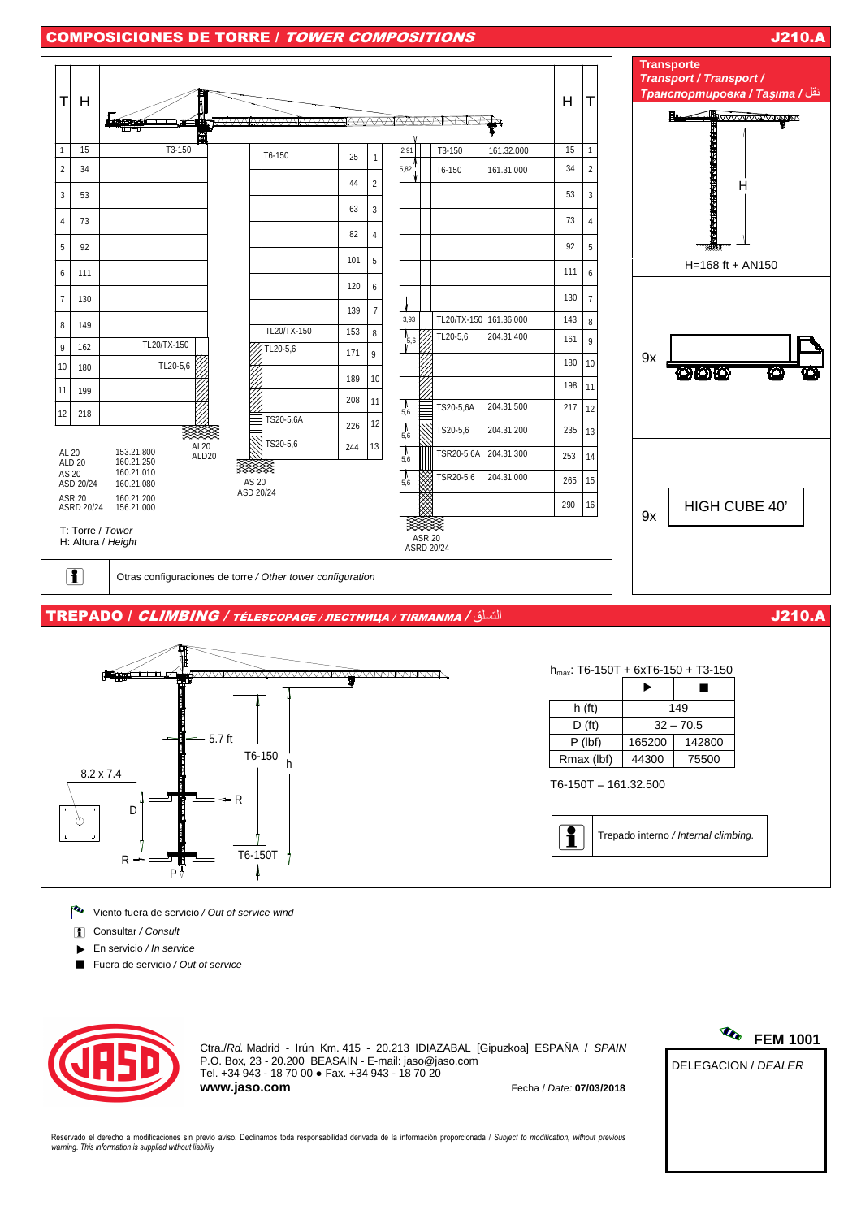## COMPOSICIONES DE TORRE / *TOWER COMPOSITIONS*

**J210.A**

| T | H | | | H | T |
|---|---|---|---|---|---|
| 1 | 15 | T3-150 | | 15 | 1 |
| 2 | 34 | | | 34 | 2 |
| 3 | 53 | | | 53 | 3 |
| 4 | 73 | | | 73 | 4 |
| 5 | 92 | | | 92 | 5 |
| 6 | 111 | | | 111 | 6 |
| 7 | 130 | | | 130 | 7 |
| 8 | 149 | | | 143 | 8 |
| 9 | 162 | TL20/TX-150 | | 161 | 9 |
| 10 | 180 | TL20-5,6 | | 180 | 10 |
| 11 | 199 | | | 198 | 11 |
| 12 | 218 | | | 217 | 12 |
| | | | | 235 | 13 |
| | | | | 253 | 14 |
| | | | | 265 | 15 |
| | | | | 290 | 16 |

AL20
ALD20

| | |
|---|---|
| AL 20 | 153.21.800 |
| ALD 20 | 160.21.250 |
| AS 20 | 160.21.010 |
| ASD 20/24 | 160.21.080 |
| ASR 20 | 160.21.200 |
| ASRD 20/24 | 156.21.000 |

| | H | T |
|---|---|---|
| T6-150 | 25 | 1 |
| | 44 | 2 |
| | 63 | 3 |
| | 82 | 4 |
| | 101 | 5 |
| | 120 | 6 |
| | 139 | 7 |
| TL20/TX-150 | 153 | 8 |
| TL20-5,6 | 171 | 9 |
| | 189 | 10 |
| | 208 | 11 |
| TS20-5,6A | 226 | 12 |
| TS20-5,6 | 244 | 13 |

AS 20
ASD 20/24

| | |
|---|---|
| T3-150 | 161.32.000 |
| T6-150 | 161.31.000 |
| TL20/TX-150 | 161.36.000 |
| TL20-5,6 | 204.31.400 |
| TS20-5,6A | 204.31.500 |
| TS20-5,6 | 204.31.200 |
| TSR20-5,6A | 204.31.300 |
| TSR20-5,6 | 204.31.000 |

2,91
5,82
3,93
5,6
5,6
5,6
5,6
5,6

ASR 20
ASRD 20/24

T: Torre / *Tower*
H: Altura / *Height*

Otras configuraciones de torre / *Other tower configuration*

**Transporte**
***Transport / Transport / Транспортировка / Taşıma / نقل***

H

H=168 ft + AN150

9x

9x HIGH CUBE 40'

## TREPADO / *CLIMBING* / *TÉLESCOPAGE / ЛЕСТНИЦА / TIRMANMA* / التسلق

**J210.A**

5.7 ft
T6-150
h
8.2 x 7.4
D
R
R
P
T6-150T

$h_{max}$: T6-150T + 6xT6-150 + T3-150

| | ▶ | ■ |
|---|---|---|
| h (ft) | 149 | |
| D (ft) | 32 – 70.5 | |
| P (lbf) | 165200 | 142800 |
| Rmax (lbf) | 44300 | 75500 |

T6-150T = 161.32.500

Trepado interno / *Internal climbing.*

Viento fuera de servicio / *Out of service wind*

Consultar / *Consult*

▶ En servicio / *In service*

■ Fuera de servicio / *Out of service*

Ctra./*Rd.* Madrid - Irún Km. 415 - 20.213 IDIAZABAL [Gipuzkoa] ESPAÑA / *SPAIN*
P.O. Box, 23 - 20.200 BEASAIN - E-mail: jaso@jaso.com
Tel. +34 943 - 18 70 00 ● Fax. +34 943 - 18 70 20
**www.jaso.com**

Fecha / *Date:* **07/03/2018**

**FEM 1001**

DELEGACION / *DEALER*

Reservado el derecho a modificaciones sin previo aviso. Declinamos toda responsabilidad derivada de la información proporcionada / *Subject to modification, without previous warning. This information is supplied without liability*